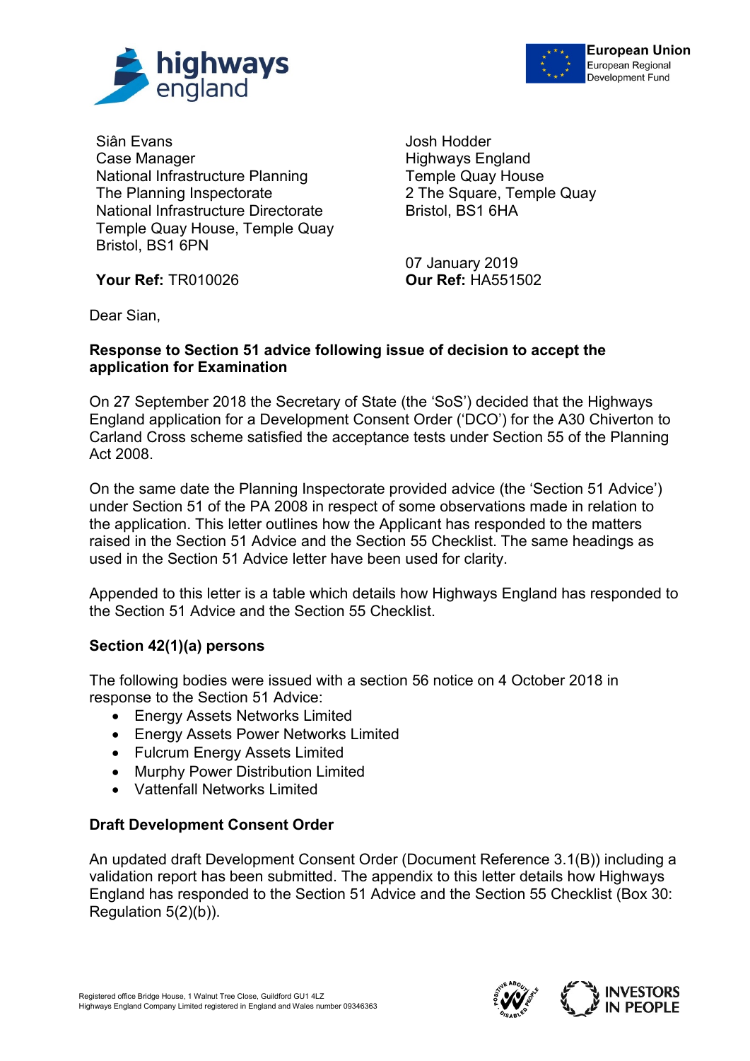highways england

European Union
European Regional Development Fund

Siân Evans
Case Manager
National Infrastructure Planning
The Planning Inspectorate
National Infrastructure Directorate
Temple Quay House, Temple Quay
Bristol, BS1 6PN

**Your Ref:** TR010026

Josh Hodder
Highways England
Temple Quay House
2 The Square, Temple Quay
Bristol, BS1 6HA

07 January 2019
**Our Ref:** HA551502

Dear Sian,

**Response to Section 51 advice following issue of decision to accept the application for Examination**

On 27 September 2018 the Secretary of State (the 'SoS') decided that the Highways England application for a Development Consent Order ('DCO') for the A30 Chiverton to Carland Cross scheme satisfied the acceptance tests under Section 55 of the Planning Act 2008.

On the same date the Planning Inspectorate provided advice (the 'Section 51 Advice') under Section 51 of the PA 2008 in respect of some observations made in relation to the application. This letter outlines how the Applicant has responded to the matters raised in the Section 51 Advice and the Section 55 Checklist. The same headings as used in the Section 51 Advice letter have been used for clarity.

Appended to this letter is a table which details how Highways England has responded to the Section 51 Advice and the Section 55 Checklist.

**Section 42(1)(a) persons**

The following bodies were issued with a section 56 notice on 4 October 2018 in response to the Section 51 Advice:

- Energy Assets Networks Limited
- Energy Assets Power Networks Limited
- Fulcrum Energy Assets Limited
- Murphy Power Distribution Limited
- Vattenfall Networks Limited

**Draft Development Consent Order**

An updated draft Development Consent Order (Document Reference 3.1(B)) including a validation report has been submitted. The appendix to this letter details how Highways England has responded to the Section 51 Advice and the Section 55 Checklist (Box 30: Regulation 5(2)(b)).

Registered office Bridge House, 1 Walnut Tree Close, Guildford GU1 4LZ
Highways England Company Limited registered in England and Wales number 09346363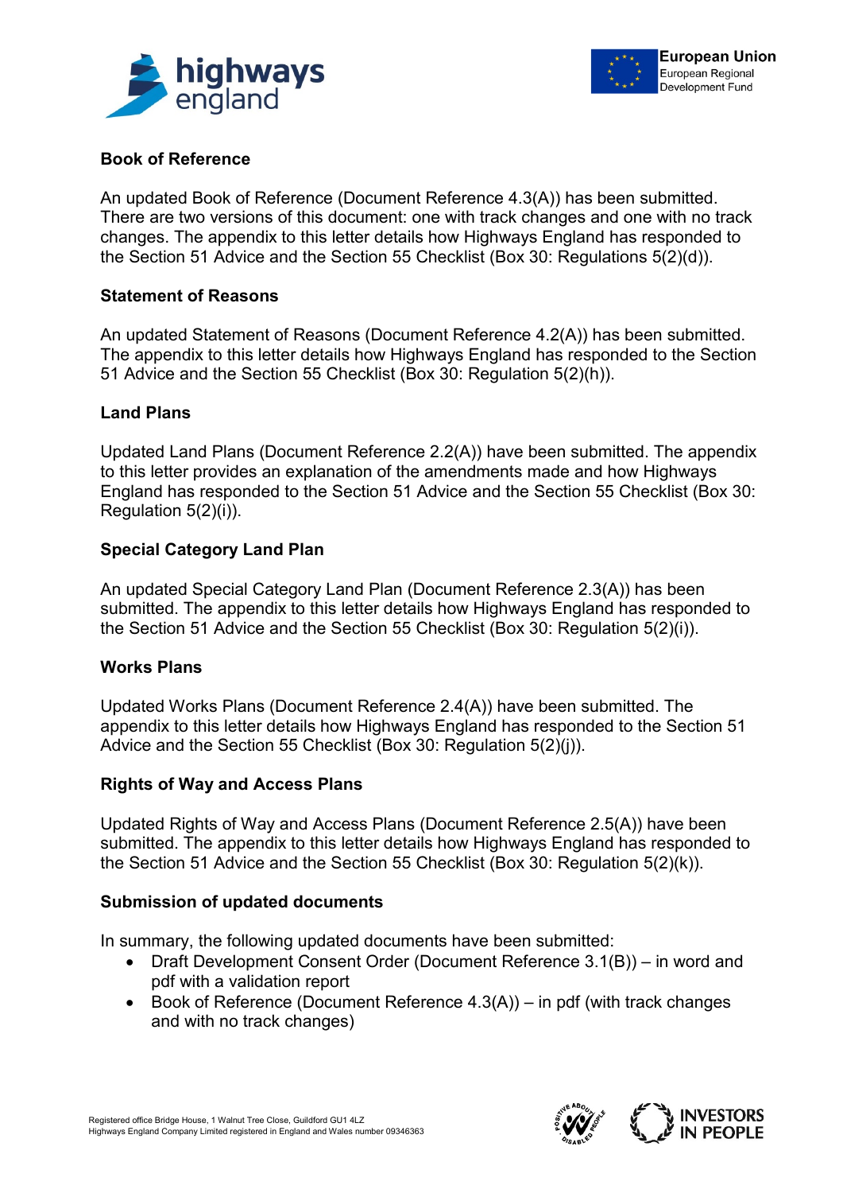## Book of Reference

An updated Book of Reference (Document Reference 4.3(A)) has been submitted. There are two versions of this document: one with track changes and one with no track changes. The appendix to this letter details how Highways England has responded to the Section 51 Advice and the Section 55 Checklist (Box 30: Regulations 5(2)(d)).

## Statement of Reasons

An updated Statement of Reasons (Document Reference 4.2(A)) has been submitted. The appendix to this letter details how Highways England has responded to the Section 51 Advice and the Section 55 Checklist (Box 30: Regulation 5(2)(h)).

## Land Plans

Updated Land Plans (Document Reference 2.2(A)) have been submitted. The appendix to this letter provides an explanation of the amendments made and how Highways England has responded to the Section 51 Advice and the Section 55 Checklist (Box 30: Regulation 5(2)(i)).

## Special Category Land Plan

An updated Special Category Land Plan (Document Reference 2.3(A)) has been submitted. The appendix to this letter details how Highways England has responded to the Section 51 Advice and the Section 55 Checklist (Box 30: Regulation 5(2)(i)).

## Works Plans

Updated Works Plans (Document Reference 2.4(A)) have been submitted. The appendix to this letter details how Highways England has responded to the Section 51 Advice and the Section 55 Checklist (Box 30: Regulation 5(2)(j)).

## Rights of Way and Access Plans

Updated Rights of Way and Access Plans (Document Reference 2.5(A)) have been submitted. The appendix to this letter details how Highways England has responded to the Section 51 Advice and the Section 55 Checklist (Box 30: Regulation 5(2)(k)).

## Submission of updated documents

In summary, the following updated documents have been submitted:

- Draft Development Consent Order (Document Reference 3.1(B)) – in word and pdf with a validation report
- Book of Reference (Document Reference 4.3(A)) – in pdf (with track changes and with no track changes)

Registered office Bridge House, 1 Walnut Tree Close, Guildford GU1 4LZ
Highways England Company Limited registered in England and Wales number 09346363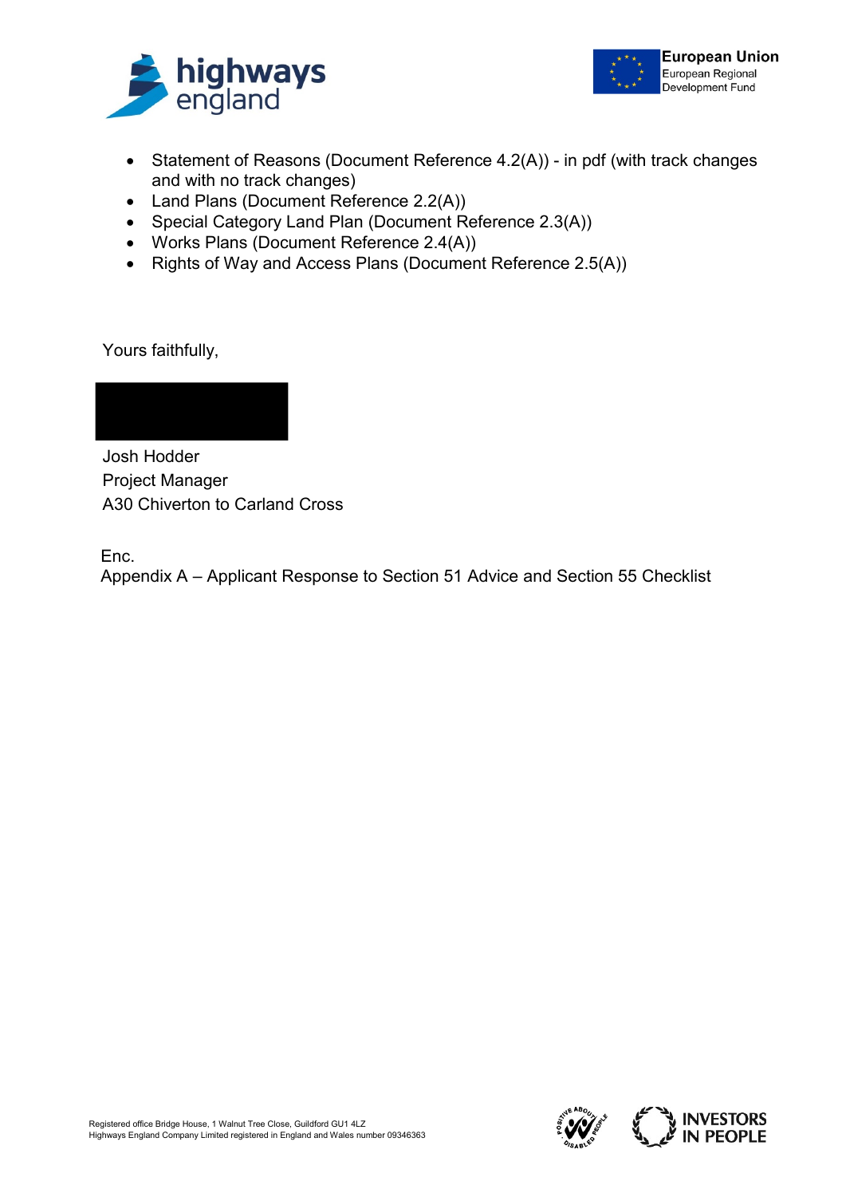- Statement of Reasons (Document Reference 4.2(A)) - in pdf (with track changes and with no track changes)
- Land Plans (Document Reference 2.2(A))
- Special Category Land Plan (Document Reference 2.3(A))
- Works Plans (Document Reference 2.4(A))
- Rights of Way and Access Plans (Document Reference 2.5(A))

Yours faithfully,

Josh Hodder
Project Manager
A30 Chiverton to Carland Cross

Enc.
Appendix A – Applicant Response to Section 51 Advice and Section 55 Checklist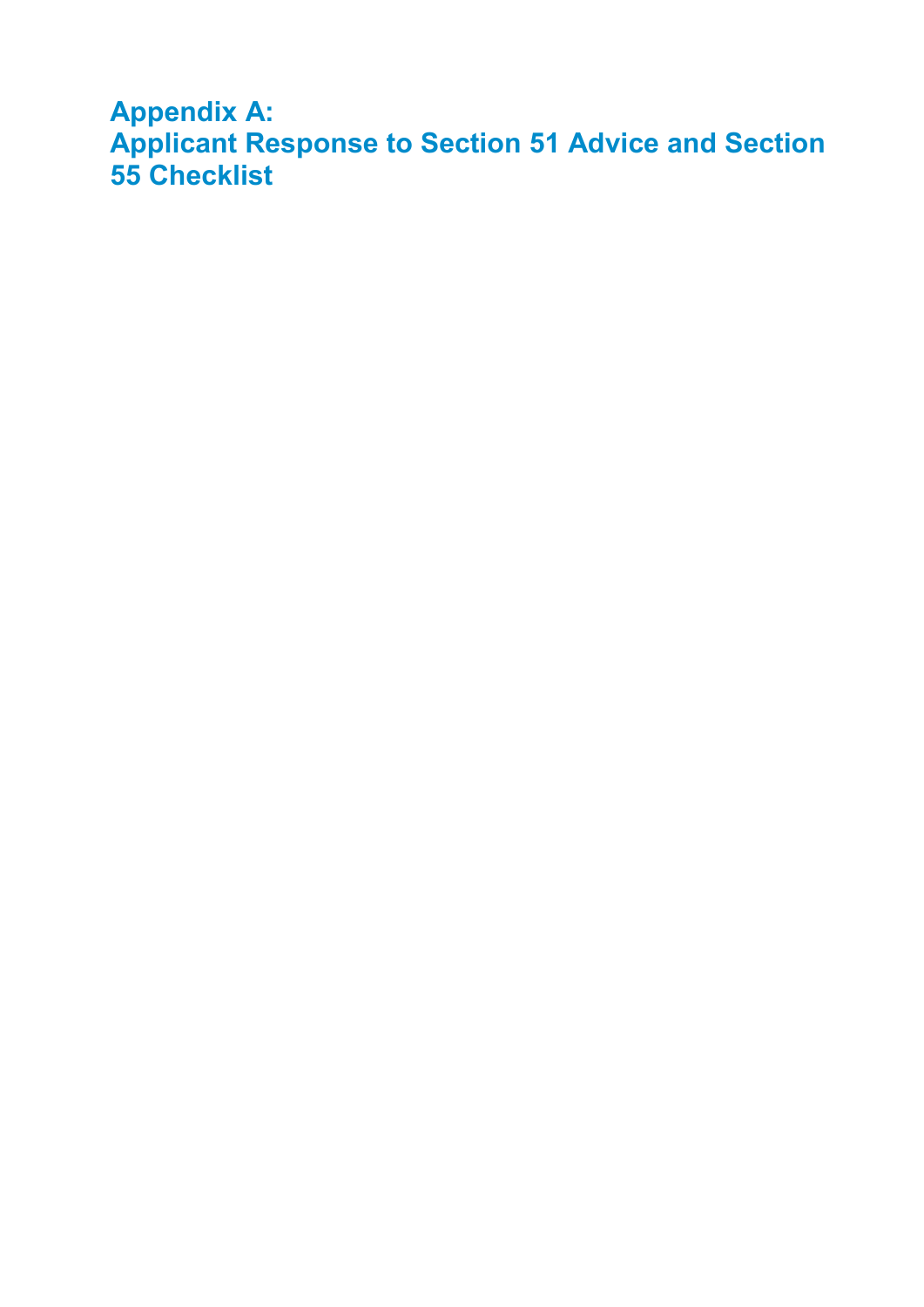# Appendix A:
# Applicant Response to Section 51 Advice and Section 55 Checklist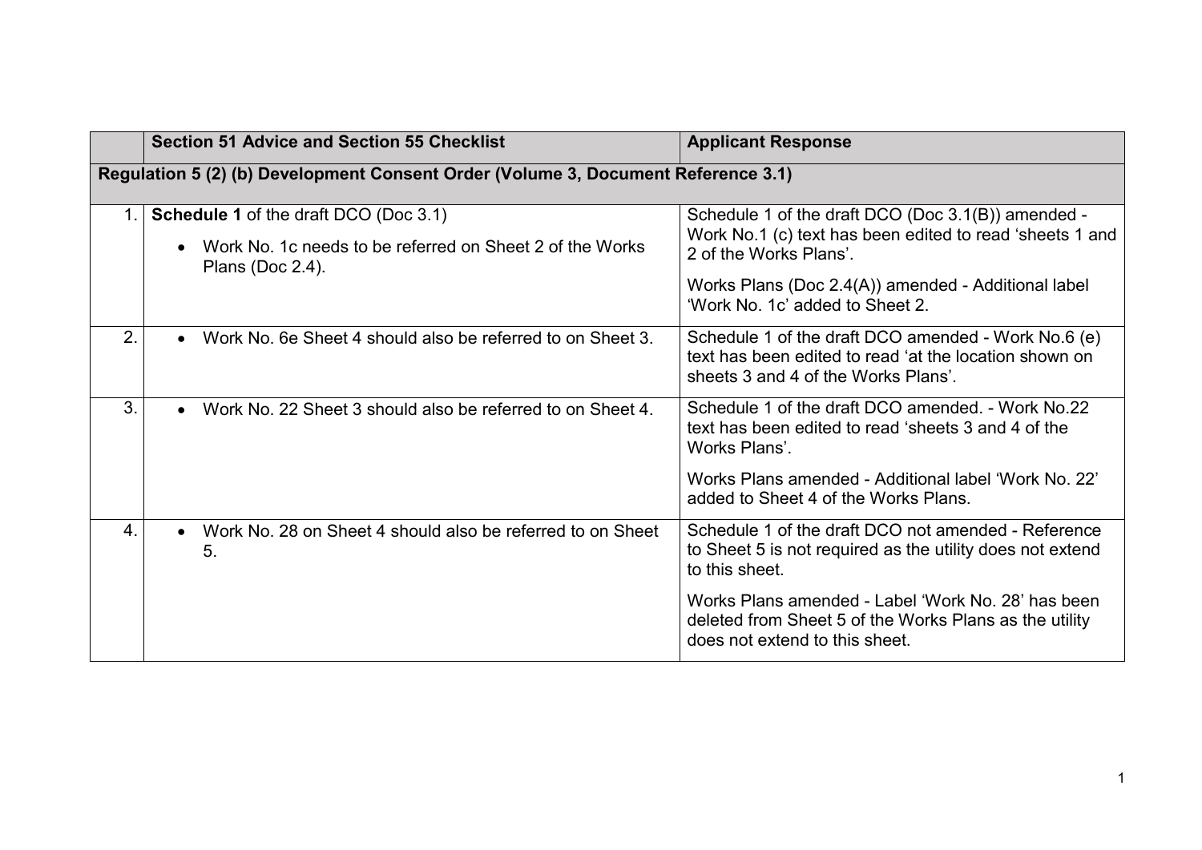| | Section 51 Advice and Section 55 Checklist | Applicant Response |
|---|---|---|
| **Regulation 5 (2) (b) Development Consent Order (Volume 3, Document Reference 3.1)** | | |
| 1. | **Schedule 1** of the draft DCO (Doc 3.1)<br>• Work No. 1c needs to be referred on Sheet 2 of the Works Plans (Doc 2.4). | Schedule 1 of the draft DCO (Doc 3.1(B)) amended - Work No.1 (c) text has been edited to read 'sheets 1 and 2 of the Works Plans'.<br>Works Plans (Doc 2.4(A)) amended - Additional label 'Work No. 1c' added to Sheet 2. |
| 2. | • Work No. 6e Sheet 4 should also be referred to on Sheet 3. | Schedule 1 of the draft DCO amended - Work No.6 (e) text has been edited to read 'at the location shown on sheets 3 and 4 of the Works Plans'. |
| 3. | • Work No. 22 Sheet 3 should also be referred to on Sheet 4. | Schedule 1 of the draft DCO amended. - Work No.22 text has been edited to read 'sheets 3 and 4 of the Works Plans'.<br>Works Plans amended - Additional label 'Work No. 22' added to Sheet 4 of the Works Plans. |
| 4. | • Work No. 28 on Sheet 4 should also be referred to on Sheet 5. | Schedule 1 of the draft DCO not amended - Reference to Sheet 5 is not required as the utility does not extend to this sheet.<br>Works Plans amended - Label 'Work No. 28' has been deleted from Sheet 5 of the Works Plans as the utility does not extend to this sheet. |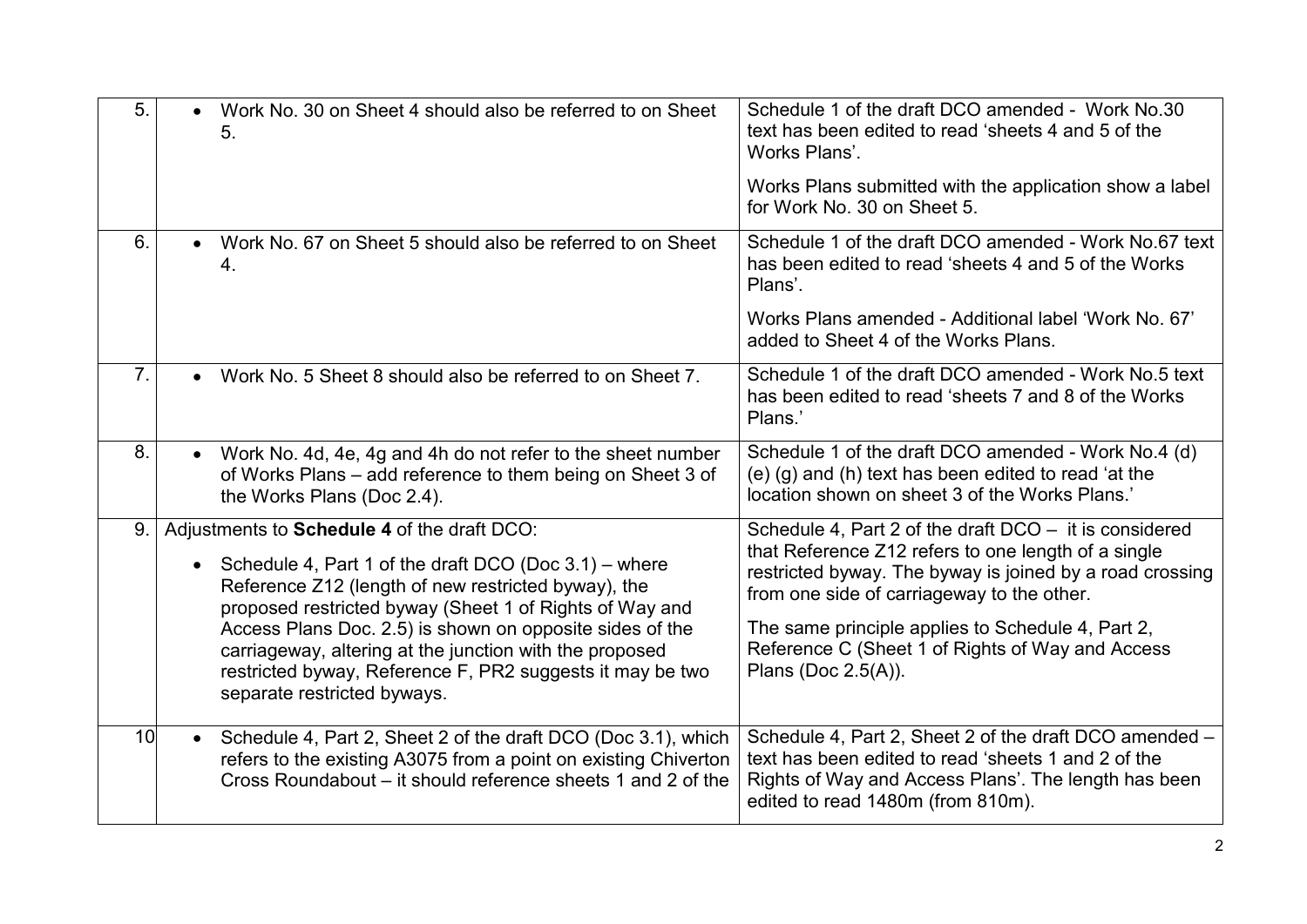| 5. | • Work No. 30 on Sheet 4 should also be referred to on Sheet 5. | Schedule 1 of the draft DCO amended - Work No.30 text has been edited to read 'sheets 4 and 5 of the Works Plans'.<br><br>Works Plans submitted with the application show a label for Work No. 30 on Sheet 5. |
|---|---|---|
| 6. | • Work No. 67 on Sheet 5 should also be referred to on Sheet 4. | Schedule 1 of the draft DCO amended - Work No.67 text has been edited to read 'sheets 4 and 5 of the Works Plans'.<br><br>Works Plans amended - Additional label 'Work No. 67' added to Sheet 4 of the Works Plans. |
| 7. | • Work No. 5 Sheet 8 should also be referred to on Sheet 7. | Schedule 1 of the draft DCO amended - Work No.5 text has been edited to read 'sheets 7 and 8 of the Works Plans.' |
| 8. | • Work No. 4d, 4e, 4g and 4h do not refer to the sheet number of Works Plans – add reference to them being on Sheet 3 of the Works Plans (Doc 2.4). | Schedule 1 of the draft DCO amended - Work No.4 (d) (e) (g) and (h) text has been edited to read 'at the location shown on sheet 3 of the Works Plans.' |
| 9. | Adjustments to **Schedule 4** of the draft DCO:<br><br>• Schedule 4, Part 1 of the draft DCO (Doc 3.1) – where Reference Z12 (length of new restricted byway), the proposed restricted byway (Sheet 1 of Rights of Way and Access Plans Doc. 2.5) is shown on opposite sides of the carriageway, altering at the junction with the proposed restricted byway, Reference F, PR2 suggests it may be two separate restricted byways. | Schedule 4, Part 2 of the draft DCO – it is considered that Reference Z12 refers to one length of a single restricted byway. The byway is joined by a road crossing from one side of carriageway to the other.<br><br>The same principle applies to Schedule 4, Part 2, Reference C (Sheet 1 of Rights of Way and Access Plans (Doc 2.5(A)). |
| 10 | • Schedule 4, Part 2, Sheet 2 of the draft DCO (Doc 3.1), which refers to the existing A3075 from a point on existing Chiverton Cross Roundabout – it should reference sheets 1 and 2 of the | Schedule 4, Part 2, Sheet 2 of the draft DCO amended – text has been edited to read 'sheets 1 and 2 of the Rights of Way and Access Plans'. The length has been edited to read 1480m (from 810m). |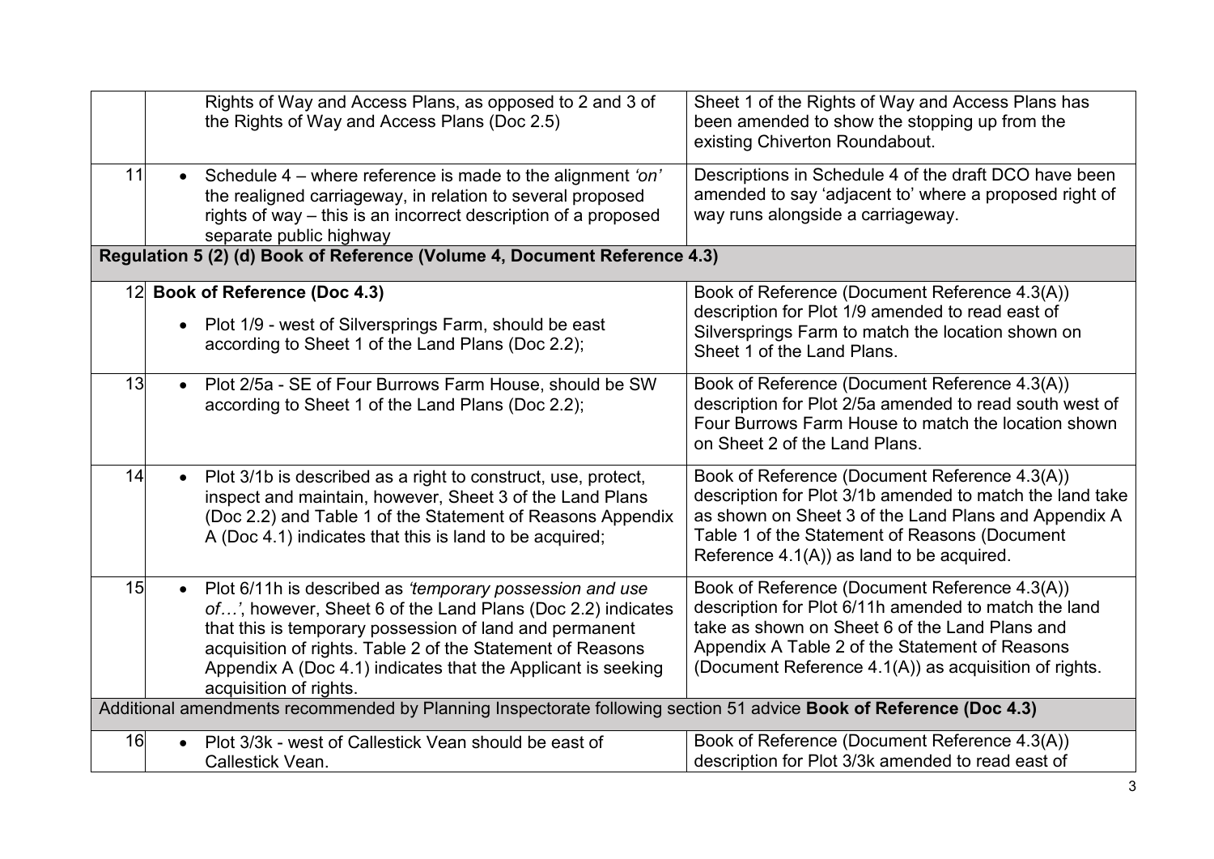| | | |
|---|---|---|
| | Rights of Way and Access Plans, as opposed to 2 and 3 of the Rights of Way and Access Plans (Doc 2.5) | Sheet 1 of the Rights of Way and Access Plans has been amended to show the stopping up from the existing Chiverton Roundabout. |
| 11 | • Schedule 4 – where reference is made to the alignment *'on'* the realigned carriageway, in relation to several proposed rights of way – this is an incorrect description of a proposed separate public highway | Descriptions in Schedule 4 of the draft DCO have been amended to say 'adjacent to' where a proposed right of way runs alongside a carriageway. |
| **Regulation 5 (2) (d) Book of Reference (Volume 4, Document Reference 4.3)** | | |
| 12 | **Book of Reference (Doc 4.3)**<br>• Plot 1/9 - west of Silversprings Farm, should be east according to Sheet 1 of the Land Plans (Doc 2.2); | Book of Reference (Document Reference 4.3(A)) description for Plot 1/9 amended to read east of Silversprings Farm to match the location shown on Sheet 1 of the Land Plans. |
| 13 | • Plot 2/5a - SE of Four Burrows Farm House, should be SW according to Sheet 1 of the Land Plans (Doc 2.2); | Book of Reference (Document Reference 4.3(A)) description for Plot 2/5a amended to read south west of Four Burrows Farm House to match the location shown on Sheet 2 of the Land Plans. |
| 14 | • Plot 3/1b is described as a right to construct, use, protect, inspect and maintain, however, Sheet 3 of the Land Plans (Doc 2.2) and Table 1 of the Statement of Reasons Appendix A (Doc 4.1) indicates that this is land to be acquired; | Book of Reference (Document Reference 4.3(A)) description for Plot 3/1b amended to match the land take as shown on Sheet 3 of the Land Plans and Appendix A Table 1 of the Statement of Reasons (Document Reference 4.1(A)) as land to be acquired. |
| 15 | • Plot 6/11h is described as *'temporary possession and use of…'*, however, Sheet 6 of the Land Plans (Doc 2.2) indicates that this is temporary possession of land and permanent acquisition of rights. Table 2 of the Statement of Reasons Appendix A (Doc 4.1) indicates that the Applicant is seeking acquisition of rights. | Book of Reference (Document Reference 4.3(A)) description for Plot 6/11h amended to match the land take as shown on Sheet 6 of the Land Plans and Appendix A Table 2 of the Statement of Reasons (Document Reference 4.1(A)) as acquisition of rights. |
| Additional amendments recommended by Planning Inspectorate following section 51 advice **Book of Reference (Doc 4.3)** | | |
| 16 | • Plot 3/3k - west of Callestick Vean should be east of Callestick Vean. | Book of Reference (Document Reference 4.3(A)) description for Plot 3/3k amended to read east of |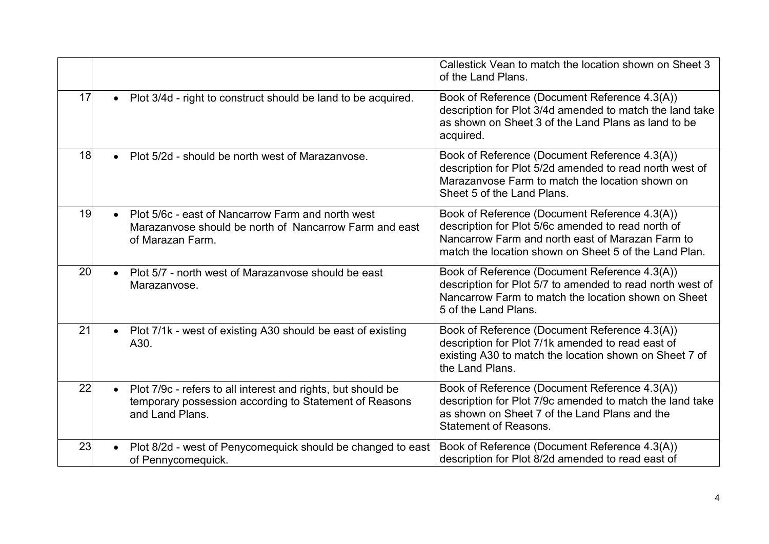|  |  |  |
|---|---|---|
|  |  | Callestick Vean to match the location shown on Sheet 3 of the Land Plans. |
| 17 | • Plot 3/4d - right to construct should be land to be acquired. | Book of Reference (Document Reference 4.3(A)) description for Plot 3/4d amended to match the land take as shown on Sheet 3 of the Land Plans as land to be acquired. |
| 18 | • Plot 5/2d - should be north west of Marazanvose. | Book of Reference (Document Reference 4.3(A)) description for Plot 5/2d amended to read north west of Marazanvose Farm to match the location shown on Sheet 5 of the Land Plans. |
| 19 | • Plot 5/6c - east of Nancarrow Farm and north west Marazanvose should be north of Nancarrow Farm and east of Marazan Farm. | Book of Reference (Document Reference 4.3(A)) description for Plot 5/6c amended to read north of Nancarrow Farm and north east of Marazan Farm to match the location shown on Sheet 5 of the Land Plan. |
| 20 | • Plot 5/7 - north west of Marazanvose should be east Marazanvose. | Book of Reference (Document Reference 4.3(A)) description for Plot 5/7 to amended to read north west of Nancarrow Farm to match the location shown on Sheet 5 of the Land Plans. |
| 21 | • Plot 7/1k - west of existing A30 should be east of existing A30. | Book of Reference (Document Reference 4.3(A)) description for Plot 7/1k amended to read east of existing A30 to match the location shown on Sheet 7 of the Land Plans. |
| 22 | • Plot 7/9c - refers to all interest and rights, but should be temporary possession according to Statement of Reasons and Land Plans. | Book of Reference (Document Reference 4.3(A)) description for Plot 7/9c amended to match the land take as shown on Sheet 7 of the Land Plans and the Statement of Reasons. |
| 23 | • Plot 8/2d - west of Penycomequick should be changed to east of Pennycomequick. | Book of Reference (Document Reference 4.3(A)) description for Plot 8/2d amended to read east of |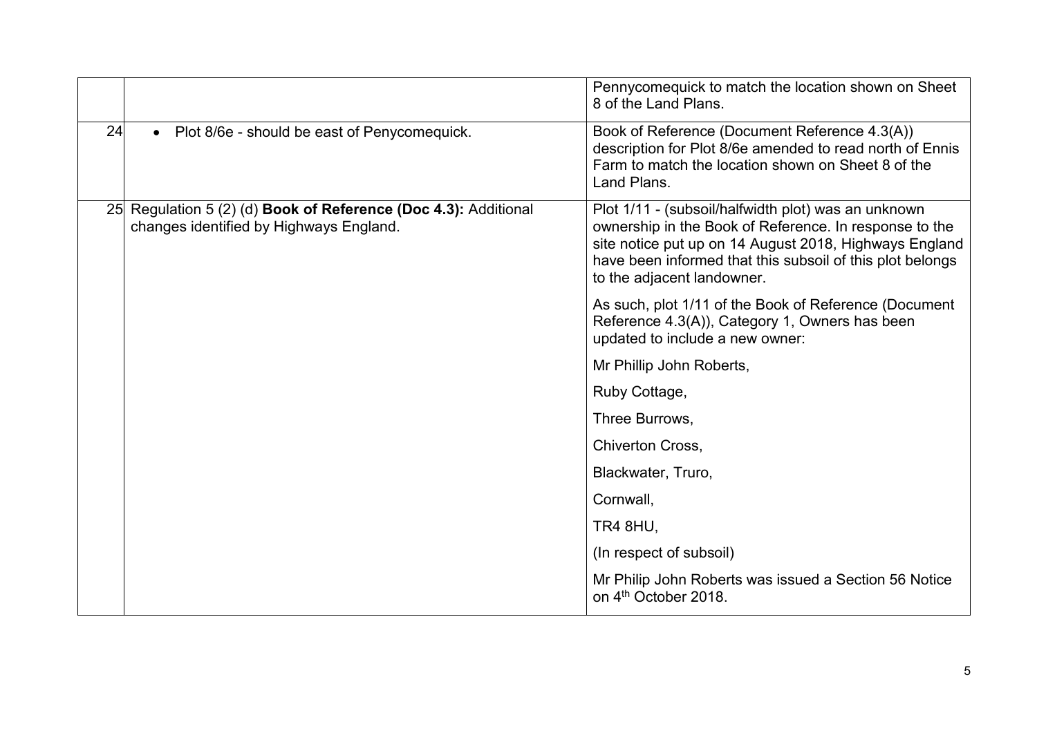| | | |
|---|---|---|
| | | Pennycomequick to match the location shown on Sheet 8 of the Land Plans. |
| 24 | • Plot 8/6e - should be east of Penycomequick. | Book of Reference (Document Reference 4.3(A)) description for Plot 8/6e amended to read north of Ennis Farm to match the location shown on Sheet 8 of the Land Plans. |
| 25 | Regulation 5 (2) (d) **Book of Reference (Doc 4.3):** Additional changes identified by Highways England. | Plot 1/11 - (subsoil/halfwidth plot) was an unknown ownership in the Book of Reference. In response to the site notice put up on 14 August 2018, Highways England have been informed that this subsoil of this plot belongs to the adjacent landowner.<br><br>As such, plot 1/11 of the Book of Reference (Document Reference 4.3(A)), Category 1, Owners has been updated to include a new owner:<br><br>Mr Phillip John Roberts,<br><br>Ruby Cottage,<br><br>Three Burrows,<br><br>Chiverton Cross,<br><br>Blackwater, Truro,<br><br>Cornwall,<br><br>TR4 8HU,<br><br>(In respect of subsoil)<br><br>Mr Philip John Roberts was issued a Section 56 Notice on 4th October 2018. |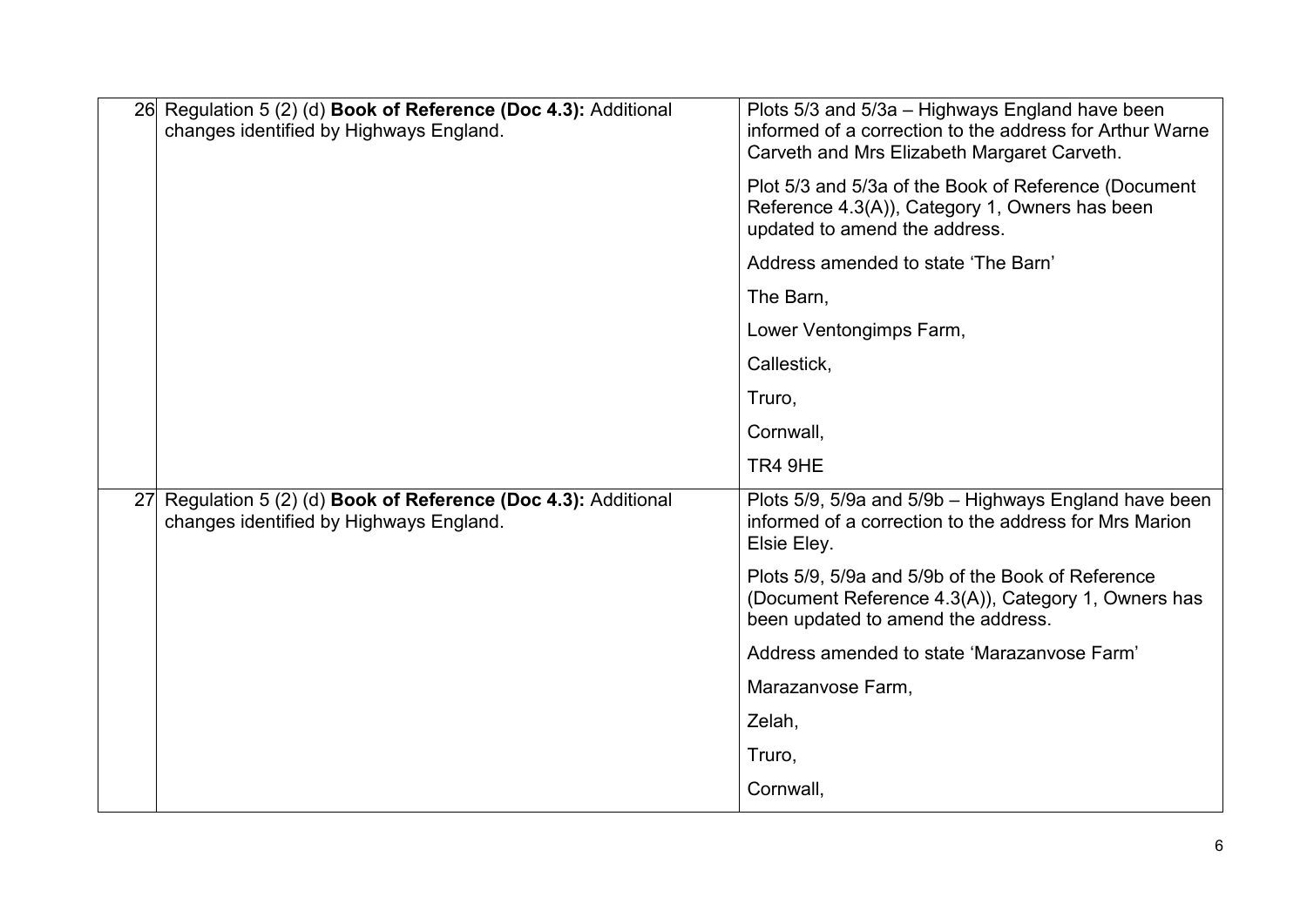| | | |
|---|---|---|
| 26 | Regulation 5 (2) (d) **Book of Reference (Doc 4.3):** Additional changes identified by Highways England. | Plots 5/3 and 5/3a – Highways England have been informed of a correction to the address for Arthur Warne Carveth and Mrs Elizabeth Margaret Carveth.<br><br>Plot 5/3 and 5/3a of the Book of Reference (Document Reference 4.3(A)), Category 1, Owners has been updated to amend the address.<br><br>Address amended to state 'The Barn'<br><br>The Barn,<br><br>Lower Ventongimps Farm,<br><br>Callestick,<br><br>Truro,<br><br>Cornwall,<br><br>TR4 9HE |
| 27 | Regulation 5 (2) (d) **Book of Reference (Doc 4.3):** Additional changes identified by Highways England. | Plots 5/9, 5/9a and 5/9b – Highways England have been informed of a correction to the address for Mrs Marion Elsie Eley.<br><br>Plots 5/9, 5/9a and 5/9b of the Book of Reference (Document Reference 4.3(A)), Category 1, Owners has been updated to amend the address.<br><br>Address amended to state 'Marazanvose Farm'<br><br>Marazanvose Farm,<br><br>Zelah,<br><br>Truro,<br><br>Cornwall, |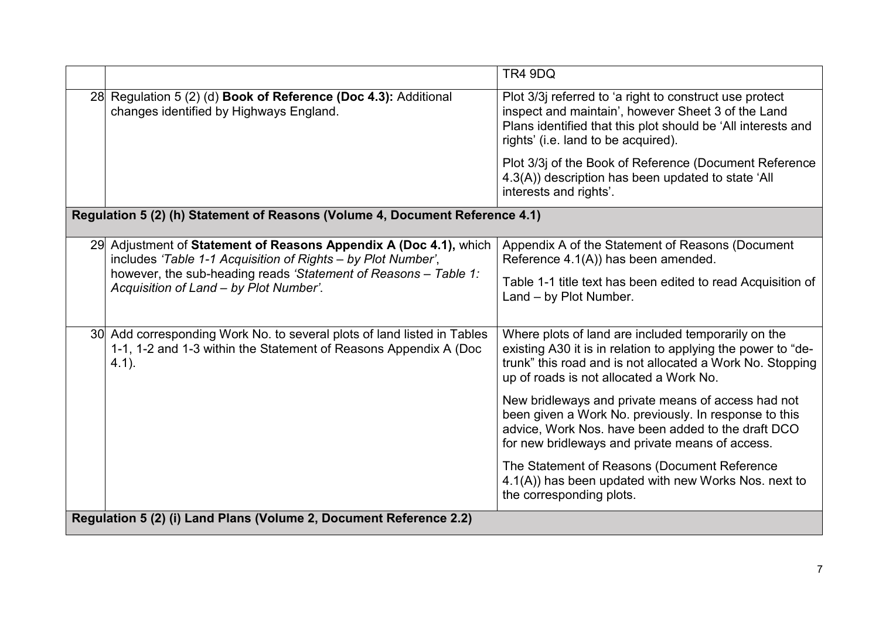| | | |
|---|---|---|
| | | TR4 9DQ |
| 28 | Regulation 5 (2) (d) **Book of Reference (Doc 4.3):** Additional changes identified by Highways England. | Plot 3/3j referred to 'a right to construct use protect inspect and maintain', however Sheet 3 of the Land Plans identified that this plot should be 'All interests and rights' (i.e. land to be acquired).<br><br>Plot 3/3j of the Book of Reference (Document Reference 4.3(A)) description has been updated to state 'All interests and rights'. |
| **Regulation 5 (2) (h) Statement of Reasons (Volume 4, Document Reference 4.1)** | | |
| 29 | Adjustment of **Statement of Reasons Appendix A (Doc 4.1),** which includes *'Table 1-1 Acquisition of Rights – by Plot Number'*, however, the sub-heading reads *'Statement of Reasons – Table 1: Acquisition of Land – by Plot Number'*. | Appendix A of the Statement of Reasons (Document Reference 4.1(A)) has been amended.<br><br>Table 1-1 title text has been edited to read Acquisition of Land – by Plot Number. |
| 30 | Add corresponding Work No. to several plots of land listed in Tables 1-1, 1-2 and 1-3 within the Statement of Reasons Appendix A (Doc 4.1). | Where plots of land are included temporarily on the existing A30 it is in relation to applying the power to "de-trunk" this road and is not allocated a Work No. Stopping up of roads is not allocated a Work No.<br><br>New bridleways and private means of access had not been given a Work No. previously. In response to this advice, Work Nos. have been added to the draft DCO for new bridleways and private means of access.<br><br>The Statement of Reasons (Document Reference 4.1(A)) has been updated with new Works Nos. next to the corresponding plots. |
| **Regulation 5 (2) (i) Land Plans (Volume 2, Document Reference 2.2)** | | |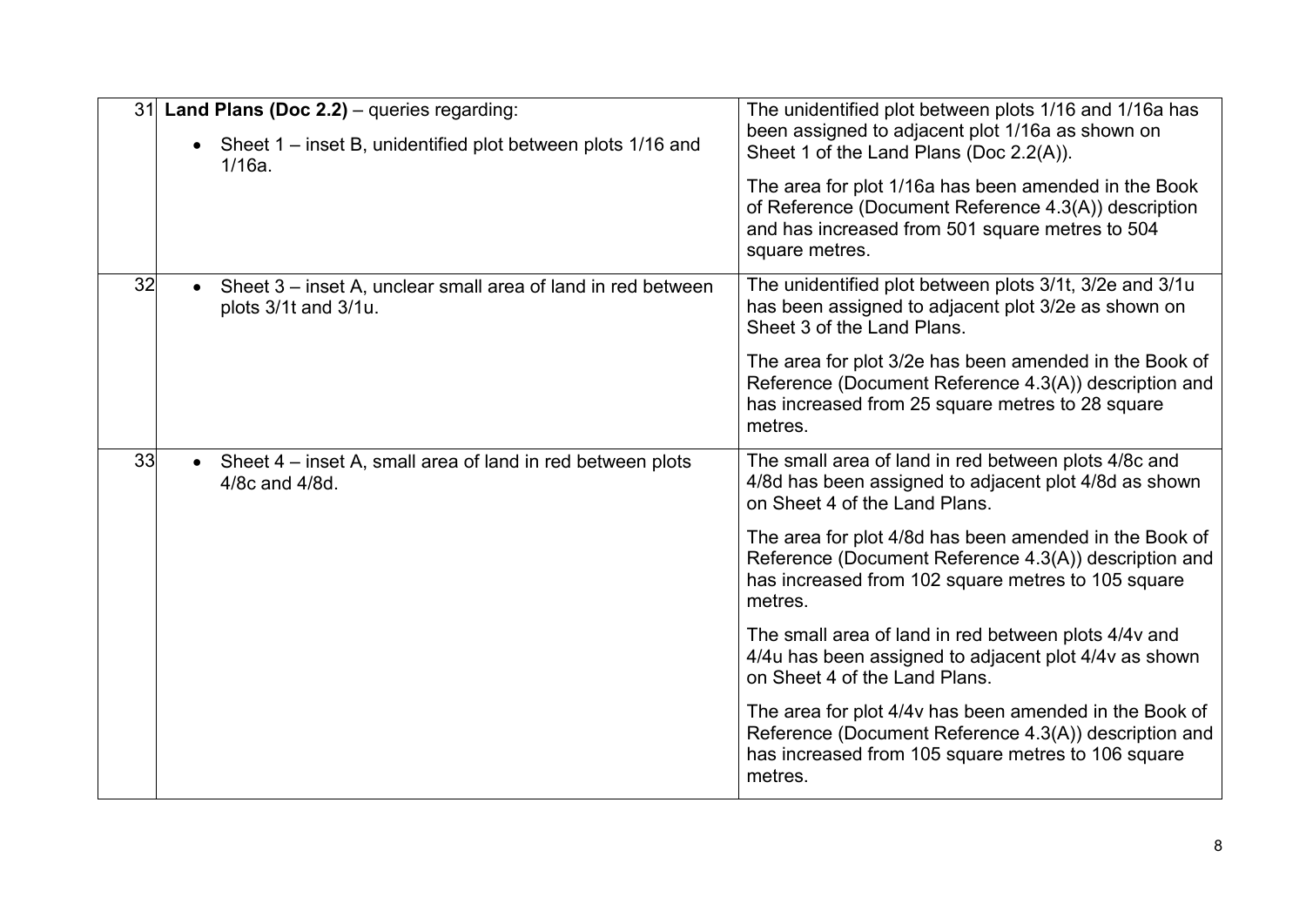| | | |
|---|---|---|
| 31 | **Land Plans (Doc 2.2)** – queries regarding:<br><br>• Sheet 1 – inset B, unidentified plot between plots 1/16 and 1/16a. | The unidentified plot between plots 1/16 and 1/16a has been assigned to adjacent plot 1/16a as shown on Sheet 1 of the Land Plans (Doc 2.2(A)).<br><br>The area for plot 1/16a has been amended in the Book of Reference (Document Reference 4.3(A)) description and has increased from 501 square metres to 504 square metres. |
| 32 | • Sheet 3 – inset A, unclear small area of land in red between plots 3/1t and 3/1u. | The unidentified plot between plots 3/1t, 3/2e and 3/1u has been assigned to adjacent plot 3/2e as shown on Sheet 3 of the Land Plans.<br><br>The area for plot 3/2e has been amended in the Book of Reference (Document Reference 4.3(A)) description and has increased from 25 square metres to 28 square metres. |
| 33 | • Sheet 4 – inset A, small area of land in red between plots 4/8c and 4/8d. | The small area of land in red between plots 4/8c and 4/8d has been assigned to adjacent plot 4/8d as shown on Sheet 4 of the Land Plans.<br><br>The area for plot 4/8d has been amended in the Book of Reference (Document Reference 4.3(A)) description and has increased from 102 square metres to 105 square metres.<br><br>The small area of land in red between plots 4/4v and 4/4u has been assigned to adjacent plot 4/4v as shown on Sheet 4 of the Land Plans.<br><br>The area for plot 4/4v has been amended in the Book of Reference (Document Reference 4.3(A)) description and has increased from 105 square metres to 106 square metres. |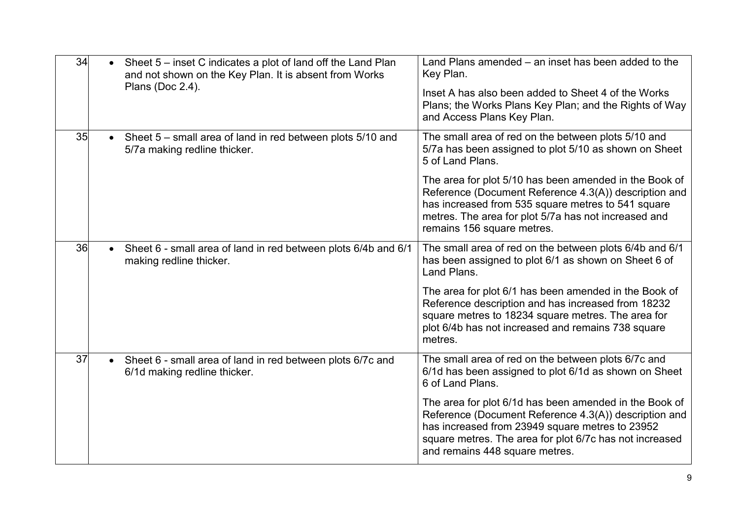| 34 | • Sheet 5 – inset C indicates a plot of land off the Land Plan and not shown on the Key Plan. It is absent from Works Plans (Doc 2.4). | Land Plans amended – an inset has been added to the Key Plan.<br><br>Inset A has also been added to Sheet 4 of the Works Plans; the Works Plans Key Plan; and the Rights of Way and Access Plans Key Plan. |
|---|---|---|
| 35 | • Sheet 5 – small area of land in red between plots 5/10 and 5/7a making redline thicker. | The small area of red on the between plots 5/10 and 5/7a has been assigned to plot 5/10 as shown on Sheet 5 of Land Plans.<br><br>The area for plot 5/10 has been amended in the Book of Reference (Document Reference 4.3(A)) description and has increased from 535 square metres to 541 square metres. The area for plot 5/7a has not increased and remains 156 square metres. |
| 36 | • Sheet 6 - small area of land in red between plots 6/4b and 6/1 making redline thicker. | The small area of red on the between plots 6/4b and 6/1 has been assigned to plot 6/1 as shown on Sheet 6 of Land Plans.<br><br>The area for plot 6/1 has been amended in the Book of Reference description and has increased from 18232 square metres to 18234 square metres. The area for plot 6/4b has not increased and remains 738 square metres. |
| 37 | • Sheet 6 - small area of land in red between plots 6/7c and 6/1d making redline thicker. | The small area of red on the between plots 6/7c and 6/1d has been assigned to plot 6/1d as shown on Sheet 6 of Land Plans.<br><br>The area for plot 6/1d has been amended in the Book of Reference (Document Reference 4.3(A)) description and has increased from 23949 square metres to 23952 square metres. The area for plot 6/7c has not increased and remains 448 square metres. |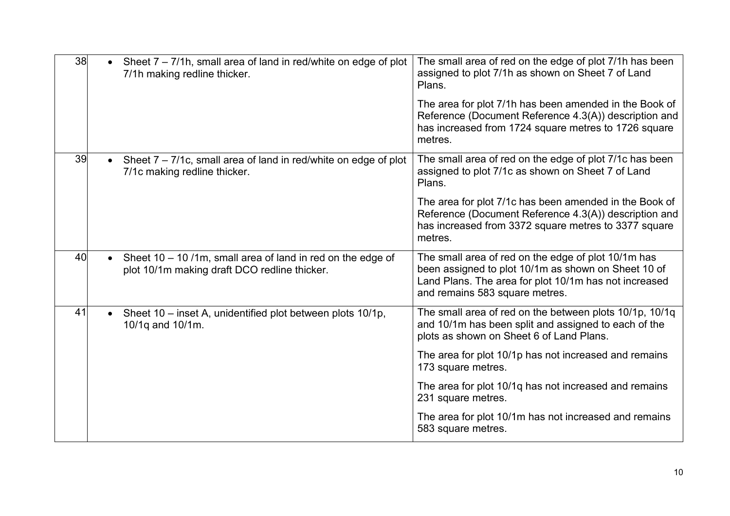| | | |
|---|---|---|
| 38 | • Sheet 7 – 7/1h, small area of land in red/white on edge of plot 7/1h making redline thicker. | The small area of red on the edge of plot 7/1h has been assigned to plot 7/1h as shown on Sheet 7 of Land Plans.<br><br>The area for plot 7/1h has been amended in the Book of Reference (Document Reference 4.3(A)) description and has increased from 1724 square metres to 1726 square metres. |
| 39 | • Sheet 7 – 7/1c, small area of land in red/white on edge of plot 7/1c making redline thicker. | The small area of red on the edge of plot 7/1c has been assigned to plot 7/1c as shown on Sheet 7 of Land Plans.<br><br>The area for plot 7/1c has been amended in the Book of Reference (Document Reference 4.3(A)) description and has increased from 3372 square metres to 3377 square metres. |
| 40 | • Sheet 10 – 10 /1m, small area of land in red on the edge of plot 10/1m making draft DCO redline thicker. | The small area of red on the edge of plot 10/1m has been assigned to plot 10/1m as shown on Sheet 10 of Land Plans. The area for plot 10/1m has not increased and remains 583 square metres. |
| 41 | • Sheet 10 – inset A, unidentified plot between plots 10/1p, 10/1q and 10/1m. | The small area of red on the between plots 10/1p, 10/1q and 10/1m has been split and assigned to each of the plots as shown on Sheet 6 of Land Plans.<br><br>The area for plot 10/1p has not increased and remains 173 square metres.<br><br>The area for plot 10/1q has not increased and remains 231 square metres.<br><br>The area for plot 10/1m has not increased and remains 583 square metres. |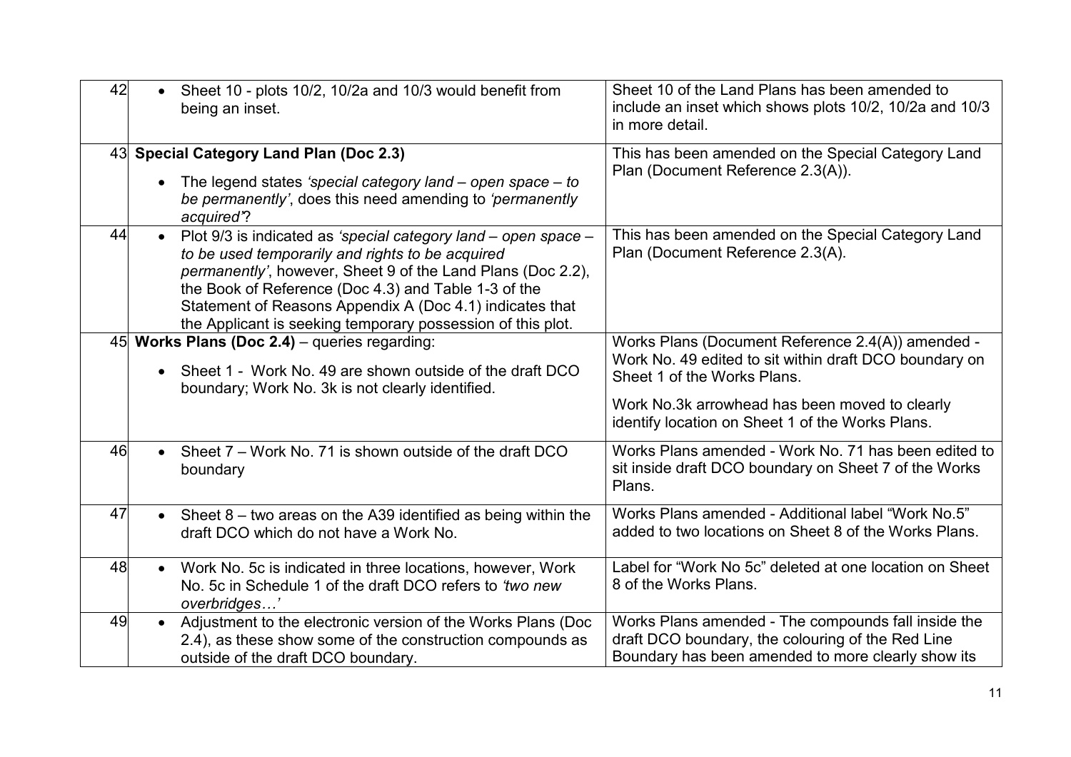| | | |
|---|---|---|
| 42 | • Sheet 10 - plots 10/2, 10/2a and 10/3 would benefit from being an inset. | Sheet 10 of the Land Plans has been amended to include an inset which shows plots 10/2, 10/2a and 10/3 in more detail. |
| 43 | **Special Category Land Plan (Doc 2.3)**<br>• The legend states *'special category land – open space – to be permanently'*, does this need amending to *'permanently acquired'*? | This has been amended on the Special Category Land Plan (Document Reference 2.3(A)). |
| 44 | • Plot 9/3 is indicated as *'special category land – open space – to be used temporarily and rights to be acquired permanently'*, however, Sheet 9 of the Land Plans (Doc 2.2), the Book of Reference (Doc 4.3) and Table 1-3 of the Statement of Reasons Appendix A (Doc 4.1) indicates that the Applicant is seeking temporary possession of this plot. | This has been amended on the Special Category Land Plan (Document Reference 2.3(A). |
| 45 | **Works Plans (Doc 2.4)** – queries regarding:<br>• Sheet 1 - Work No. 49 are shown outside of the draft DCO boundary; Work No. 3k is not clearly identified. | Works Plans (Document Reference 2.4(A)) amended - Work No. 49 edited to sit within draft DCO boundary on Sheet 1 of the Works Plans.<br>Work No.3k arrowhead has been moved to clearly identify location on Sheet 1 of the Works Plans. |
| 46 | • Sheet 7 – Work No. 71 is shown outside of the draft DCO boundary | Works Plans amended - Work No. 71 has been edited to sit inside draft DCO boundary on Sheet 7 of the Works Plans. |
| 47 | • Sheet 8 – two areas on the A39 identified as being within the draft DCO which do not have a Work No. | Works Plans amended - Additional label "Work No.5" added to two locations on Sheet 8 of the Works Plans. |
| 48 | • Work No. 5c is indicated in three locations, however, Work No. 5c in Schedule 1 of the draft DCO refers to *'two new overbridges…'* | Label for "Work No 5c" deleted at one location on Sheet 8 of the Works Plans. |
| 49 | • Adjustment to the electronic version of the Works Plans (Doc 2.4), as these show some of the construction compounds as outside of the draft DCO boundary. | Works Plans amended - The compounds fall inside the draft DCO boundary, the colouring of the Red Line Boundary has been amended to more clearly show its |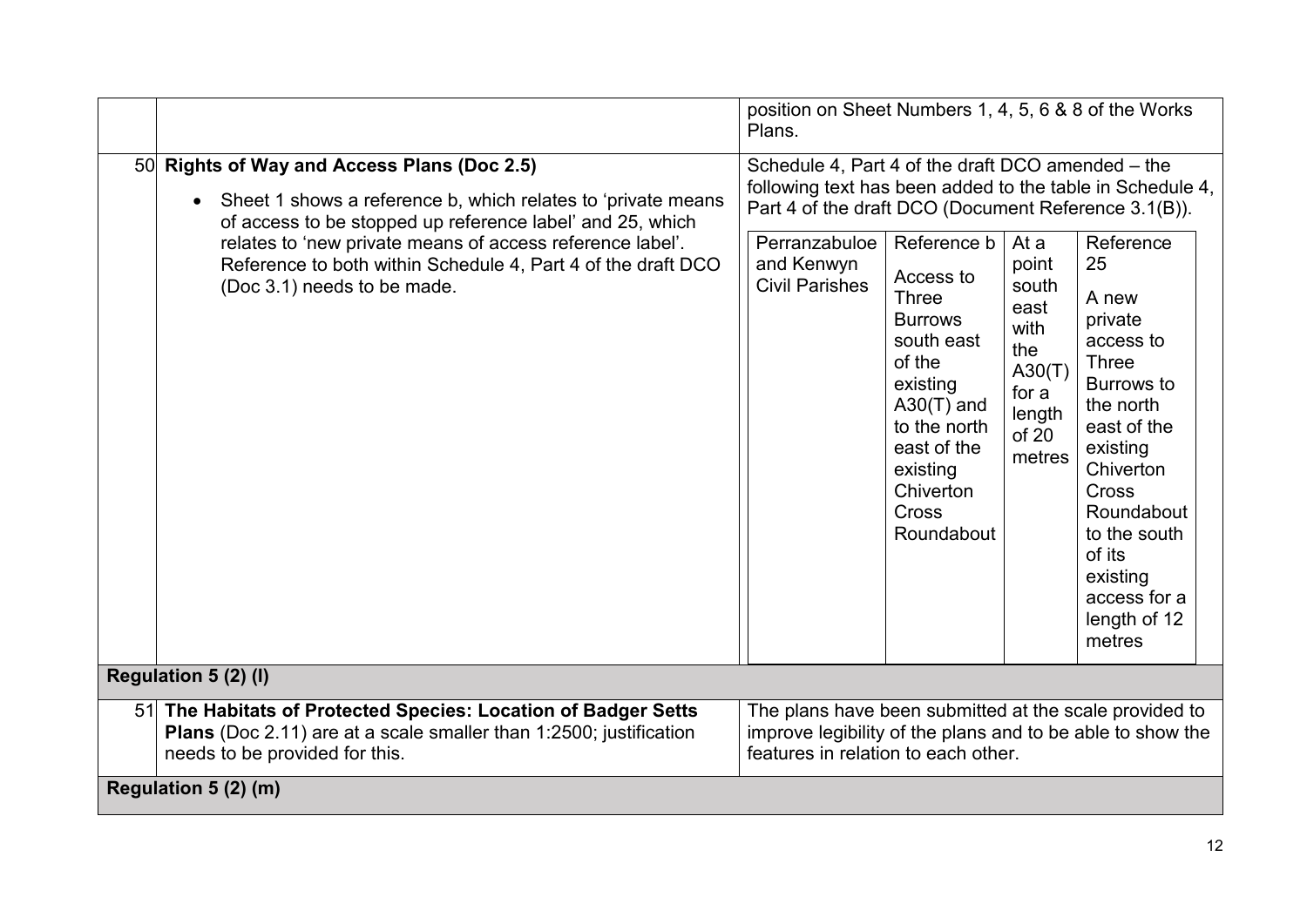| | | |
|---|---|---|
| | | position on Sheet Numbers 1, 4, 5, 6 & 8 of the Works Plans. |
| 50 | **Rights of Way and Access Plans (Doc 2.5)**<br>• Sheet 1 shows a reference b, which relates to 'private means of access to be stopped up reference label' and 25, which relates to 'new private means of access reference label'. Reference to both within Schedule 4, Part 4 of the draft DCO (Doc 3.1) needs to be made. | Schedule 4, Part 4 of the draft DCO amended – the following text has been added to the table in Schedule 4, Part 4 of the draft DCO (Document Reference 3.1(B)).<br><br>Perranzabuloe and Kenwyn Civil Parishes \| Reference b Access to Three Burrows south east of the existing A30(T) and to the north east of the existing Chiverton Cross Roundabout \| At a point south east with the A30(T) for a length of 20 metres \| Reference 25 A new private access to Three Burrows to the north east of the existing Chiverton Cross Roundabout to the south of its existing access for a length of 12 metres |
| **Regulation 5 (2) (l)** | | |
| 51 | **The Habitats of Protected Species: Location of Badger Setts Plans** (Doc 2.11) are at a scale smaller than 1:2500; justification needs to be provided for this. | The plans have been submitted at the scale provided to improve legibility of the plans and to be able to show the features in relation to each other. |
| **Regulation 5 (2) (m)** | | |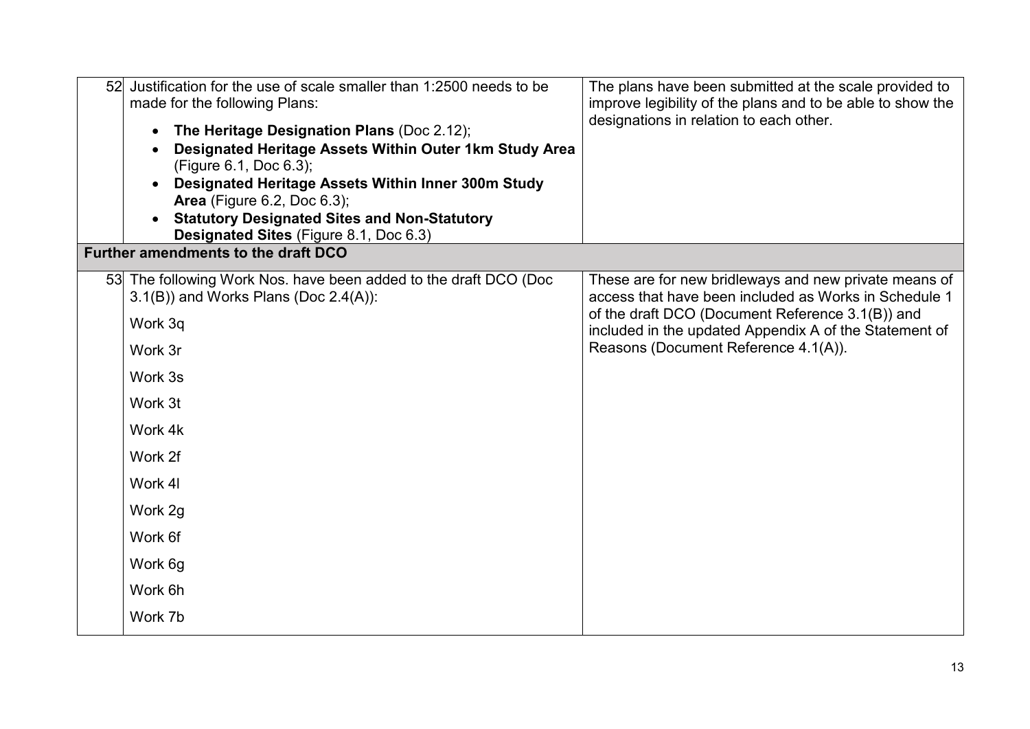| | | |
|---|---|---|
| 52 | Justification for the use of scale smaller than 1:2500 needs to be made for the following Plans:<br>• **The Heritage Designation Plans** (Doc 2.12);<br>• **Designated Heritage Assets Within Outer 1km Study Area** (Figure 6.1, Doc 6.3);<br>• **Designated Heritage Assets Within Inner 300m Study Area** (Figure 6.2, Doc 6.3);<br>• **Statutory Designated Sites and Non-Statutory Designated Sites** (Figure 8.1, Doc 6.3) | The plans have been submitted at the scale provided to improve legibility of the plans and to be able to show the designations in relation to each other. |
| **Further amendments to the draft DCO** | | |
| 53 | The following Work Nos. have been added to the draft DCO (Doc 3.1(B)) and Works Plans (Doc 2.4(A)):<br>Work 3q<br>Work 3r<br>Work 3s<br>Work 3t<br>Work 4k<br>Work 2f<br>Work 4l<br>Work 2g<br>Work 6f<br>Work 6g<br>Work 6h<br>Work 7b | These are for new bridleways and new private means of access that have been included as Works in Schedule 1 of the draft DCO (Document Reference 3.1(B)) and included in the updated Appendix A of the Statement of Reasons (Document Reference 4.1(A)). |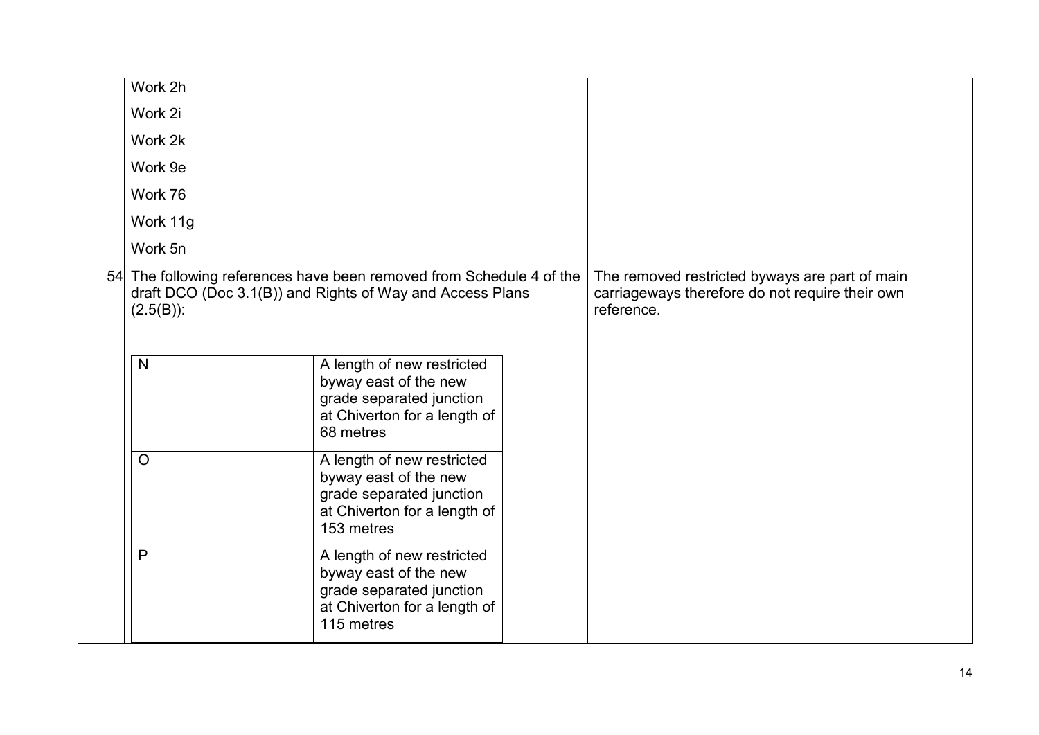| | | |
|---|---|---|
| | Work 2h<br>Work 2i<br>Work 2k<br>Work 9e<br>Work 76<br>Work 11g<br>Work 5n | |
| 54 | The following references have been removed from Schedule 4 of the draft DCO (Doc 3.1(B)) and Rights of Way and Access Plans (2.5(B)):<br><br>N — A length of new restricted byway east of the new grade separated junction at Chiverton for a length of 68 metres<br>O — A length of new restricted byway east of the new grade separated junction at Chiverton for a length of 153 metres<br>P — A length of new restricted byway east of the new grade separated junction at Chiverton for a length of 115 metres | The removed restricted byways are part of main carriageways therefore do not require their own reference. |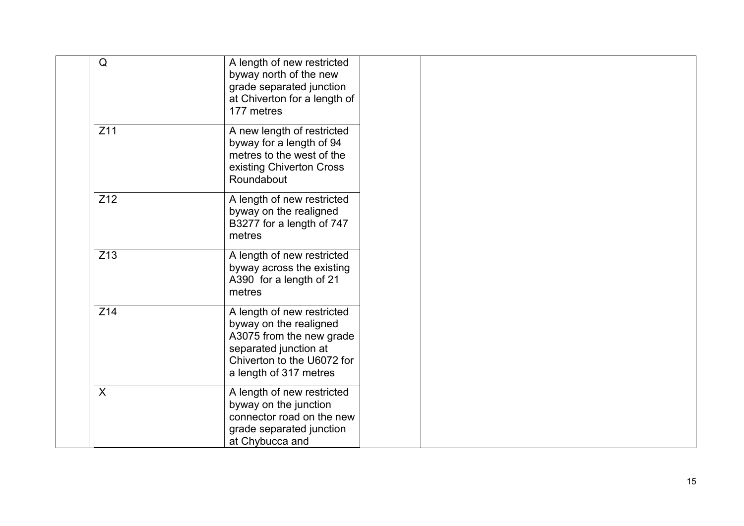| | | | | |
|---|---|---|---|---|
| | Q | A length of new restricted byway north of the new grade separated junction at Chiverton for a length of 177 metres | | |
| | Z11 | A new length of restricted byway for a length of 94 metres to the west of the existing Chiverton Cross Roundabout | | |
| | Z12 | A length of new restricted byway on the realigned B3277 for a length of 747 metres | | |
| | Z13 | A length of new restricted byway across the existing A390 for a length of 21 metres | | |
| | Z14 | A length of new restricted byway on the realigned A3075 from the new grade separated junction at Chiverton to the U6072 for a length of 317 metres | | |
| | X | A length of new restricted byway on the junction connector road on the new grade separated junction at Chybucca and | | |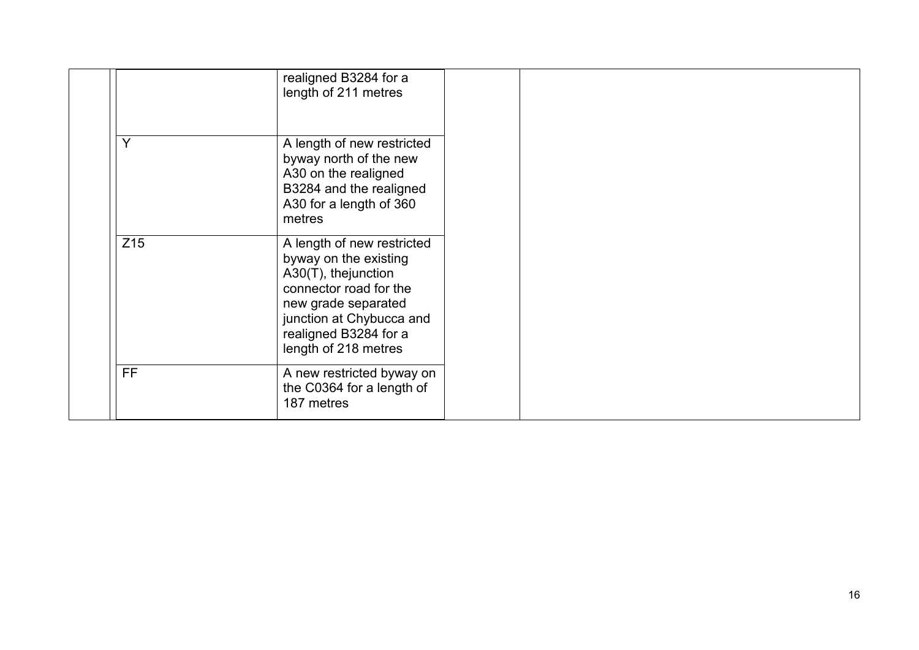| | | | | |
|---|---|---|---|---|
| | | realigned B3284 for a length of 211 metres | | |
| | Y | A length of new restricted byway north of the new A30 on the realigned B3284 and the realigned A30 for a length of 360 metres | | |
| | Z15 | A length of new restricted byway on the existing A30(T), thejunction connector road for the new grade separated junction at Chybucca and realigned B3284 for a length of 218 metres | | |
| | FF | A new restricted byway on the C0364 for a length of 187 metres | | |